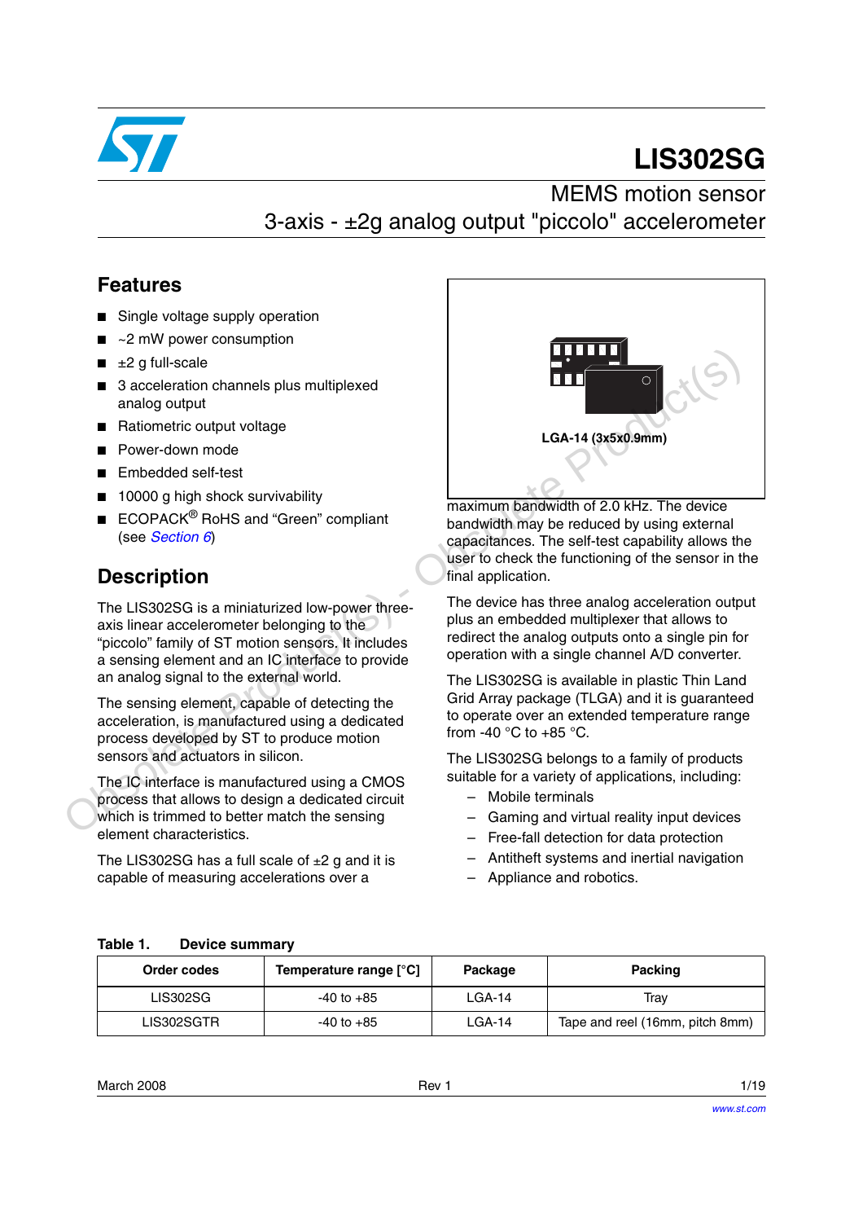# LIS302SG

## MEMS motion sensor
## 3-axis - ±2g analog output "piccolo" accelerometer

## Features

- Single voltage supply operation
- ~2 mW power consumption
- ±2 g full-scale
- 3 acceleration channels plus multiplexed analog output
- Ratiometric output voltage
- Power-down mode
- Embedded self-test
- 10000 g high shock survivability
- ECOPACK® RoHS and "Green" compliant (see *Section 6*)

LGA-14 (3x5x0.9mm)

## Description

The LIS302SG is a miniaturized low-power three-axis linear accelerometer belonging to the "piccolo" family of ST motion sensors. It includes a sensing element and an IC interface to provide an analog signal to the external world.

The sensing element, capable of detecting the acceleration, is manufactured using a dedicated process developed by ST to produce motion sensors and actuators in silicon.

The IC interface is manufactured using a CMOS process that allows to design a dedicated circuit which is trimmed to better match the sensing element characteristics.

The LIS302SG has a full scale of ±2 g and it is capable of measuring accelerations over a maximum bandwidth of 2.0 kHz. The device bandwidth may be reduced by using external capacitances. The self-test capability allows the user to check the functioning of the sensor in the final application.

The device has three analog acceleration output plus an embedded multiplexer that allows to redirect the analog outputs onto a single pin for operation with a single channel A/D converter.

The LIS302SG is available in plastic Thin Land Grid Array package (TLGA) and it is guaranteed to operate over an extended temperature range from -40 °C to +85 °C.

The LIS302SG belongs to a family of products suitable for a variety of applications, including:

- Mobile terminals
- Gaming and virtual reality input devices
- Free-fall detection for data protection
- Antitheft systems and inertial navigation
- Appliance and robotics.

**Table 1. Device summary**

| Order codes | Temperature range [°C] | Package | Packing |
|---|---|---|---|
| LIS302SG | -40 to +85 | LGA-14 | Tray |
| LIS302SGTR | -40 to +85 | LGA-14 | Tape and reel (16mm, pitch 8mm) |

March 2008 Rev 1

www.st.com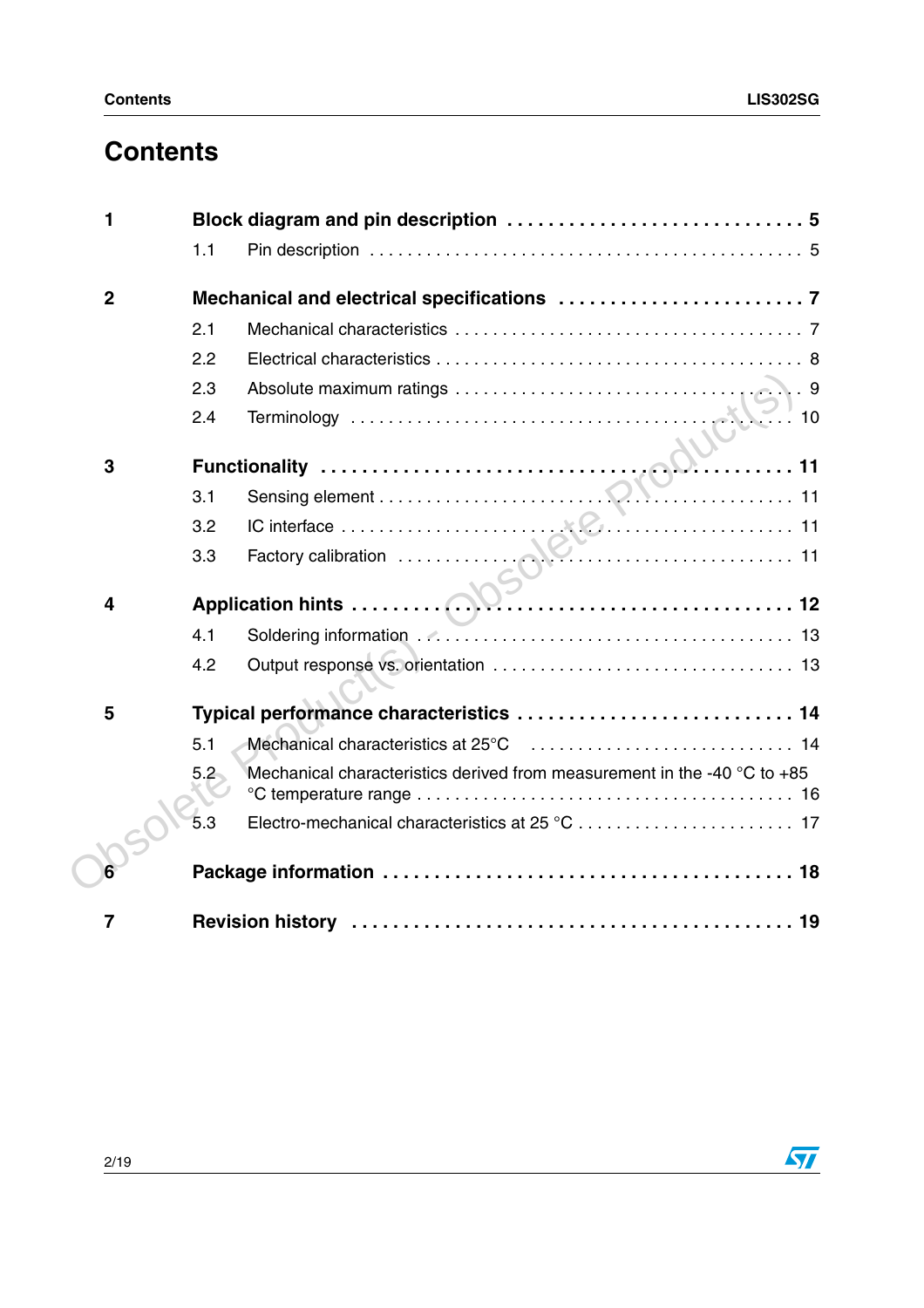# Contents

1 **Block diagram and pin description** . . . . . . . . . . . . . . . . . . . . . . . . . . . . **5**

- 1.1 Pin description . . . . . . . . . . . . . . . . . . . . . . . . . . . . . . . . . . . . . . . . . . . 5

2 **Mechanical and electrical specifications** . . . . . . . . . . . . . . . . . . . . . . . . **7**

- 2.1 Mechanical characteristics . . . . . . . . . . . . . . . . . . . . . . . . . . . . . . . . . . . 7
- 2.2 Electrical characteristics . . . . . . . . . . . . . . . . . . . . . . . . . . . . . . . . . . . . 8
- 2.3 Absolute maximum ratings . . . . . . . . . . . . . . . . . . . . . . . . . . . . . . . . . . 9
- 2.4 Terminology . . . . . . . . . . . . . . . . . . . . . . . . . . . . . . . . . . . . . . . . . . . . 10

3 **Functionality** . . . . . . . . . . . . . . . . . . . . . . . . . . . . . . . . . . . . . . . . . . . . **11**

- 3.1 Sensing element . . . . . . . . . . . . . . . . . . . . . . . . . . . . . . . . . . . . . . . . . 11
- 3.2 IC interface . . . . . . . . . . . . . . . . . . . . . . . . . . . . . . . . . . . . . . . . . . . . 11
- 3.3 Factory calibration . . . . . . . . . . . . . . . . . . . . . . . . . . . . . . . . . . . . . . . 11

4 **Application hints** . . . . . . . . . . . . . . . . . . . . . . . . . . . . . . . . . . . . . . . . . **12**

- 4.1 Soldering information . . . . . . . . . . . . . . . . . . . . . . . . . . . . . . . . . . . . . 13
- 4.2 Output response vs. orientation . . . . . . . . . . . . . . . . . . . . . . . . . . . . . 13

5 **Typical performance characteristics** . . . . . . . . . . . . . . . . . . . . . . . . . . **14**

- 5.1 Mechanical characteristics at 25°C . . . . . . . . . . . . . . . . . . . . . . . . . . . 14
- 5.2 Mechanical characteristics derived from measurement in the -40 °C to +85 °C temperature range . . . . . . . . . . . . . . . . . . . . . . . . . . . . . . . . . . . . . 16
- 5.3 Electro-mechanical characteristics at 25 °C . . . . . . . . . . . . . . . . . . . . . 17

6 **Package information** . . . . . . . . . . . . . . . . . . . . . . . . . . . . . . . . . . . . . . **18**

7 **Revision history** . . . . . . . . . . . . . . . . . . . . . . . . . . . . . . . . . . . . . . . . . **19**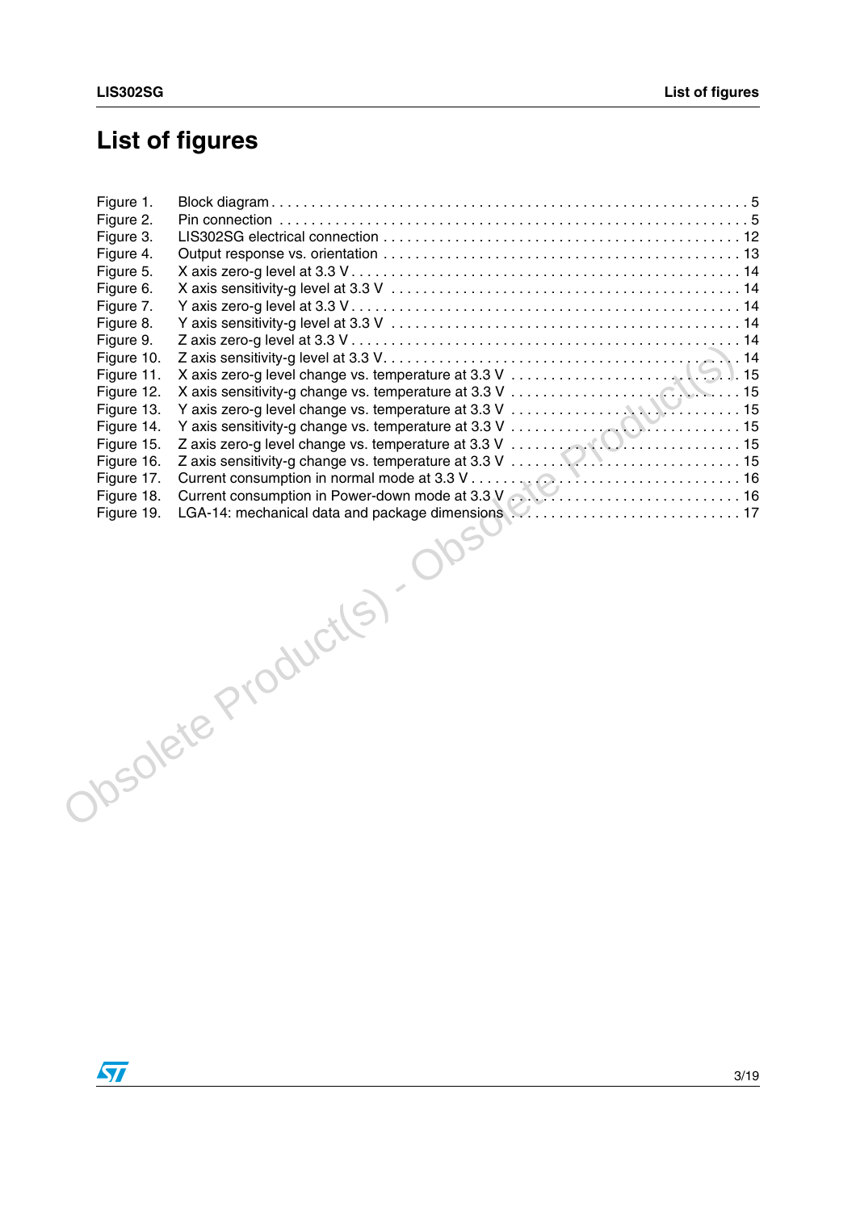# List of figures

Figure 1. Block diagram . . . . . . . . . . . . . . . . . . . . . . . . . . . . . . . . . . . . . . . . . . . . . . . . . . . . . . . . . . . 5
Figure 2. Pin connection . . . . . . . . . . . . . . . . . . . . . . . . . . . . . . . . . . . . . . . . . . . . . . . . . . . . . . . . . . . 5
Figure 3. LIS302SG electrical connection . . . . . . . . . . . . . . . . . . . . . . . . . . . . . . . . . . . . . . . . . . . . . 12
Figure 4. Output response vs. orientation . . . . . . . . . . . . . . . . . . . . . . . . . . . . . . . . . . . . . . . . . . . . 13
Figure 5. X axis zero-g level at 3.3 V . . . . . . . . . . . . . . . . . . . . . . . . . . . . . . . . . . . . . . . . . . . . . . . . 14
Figure 6. X axis sensitivity-g level at 3.3 V . . . . . . . . . . . . . . . . . . . . . . . . . . . . . . . . . . . . . . . . . . . 14
Figure 7. Y axis zero-g level at 3.3 V . . . . . . . . . . . . . . . . . . . . . . . . . . . . . . . . . . . . . . . . . . . . . . . . 14
Figure 8. Y axis sensitivity-g level at 3.3 V . . . . . . . . . . . . . . . . . . . . . . . . . . . . . . . . . . . . . . . . . . . 14
Figure 9. Z axis zero-g level at 3.3 V . . . . . . . . . . . . . . . . . . . . . . . . . . . . . . . . . . . . . . . . . . . . . . . . 14
Figure 10. Z axis sensitivity-g level at 3.3 V. . . . . . . . . . . . . . . . . . . . . . . . . . . . . . . . . . . . . . . . . . . 14
Figure 11. X axis zero-g level change vs. temperature at 3.3 V . . . . . . . . . . . . . . . . . . . . . . . . . . . . 15
Figure 12. X axis sensitivity-g change vs. temperature at 3.3 V . . . . . . . . . . . . . . . . . . . . . . . . . . . 15
Figure 13. Y axis zero-g level change vs. temperature at 3.3 V . . . . . . . . . . . . . . . . . . . . . . . . . . . . 15
Figure 14. Y axis sensitivity-g change vs. temperature at 3.3 V . . . . . . . . . . . . . . . . . . . . . . . . . . . 15
Figure 15. Z axis zero-g level change vs. temperature at 3.3 V . . . . . . . . . . . . . . . . . . . . . . . . . . . . 15
Figure 16. Z axis sensitivity-g change vs. temperature at 3.3 V . . . . . . . . . . . . . . . . . . . . . . . . . . . 15
Figure 17. Current consumption in normal mode at 3.3 V . . . . . . . . . . . . . . . . . . . . . . . . . . . . . . . 16
Figure 18. Current consumption in Power-down mode at 3.3 V . . . . . . . . . . . . . . . . . . . . . . . . . . 16
Figure 19. LGA-14: mechanical data and package dimensions . . . . . . . . . . . . . . . . . . . . . . . . . . . 17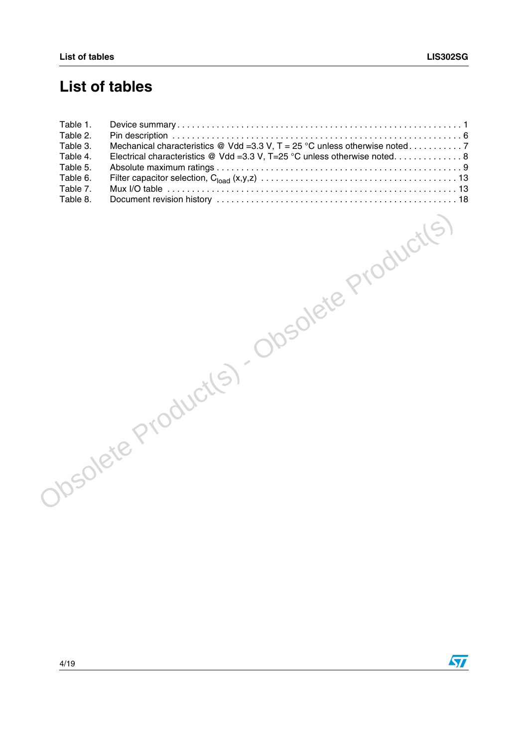# List of tables

Table 1. Device summary . . . . . . . . . . . . . . . . . . . . . . . . . . . . . . . . . . . . . . . . . . . . . . . . . . . . . . . . . 1
Table 2. Pin description . . . . . . . . . . . . . . . . . . . . . . . . . . . . . . . . . . . . . . . . . . . . . . . . . . . . . . . . . 6
Table 3. Mechanical characteristics @ Vdd =3.3 V, T = 25 °C unless otherwise noted . . . . . . . . . . . 7
Table 4. Electrical characteristics @ Vdd =3.3 V, T=25 °C unless otherwise noted. . . . . . . . . . . . . 8
Table 5. Absolute maximum ratings . . . . . . . . . . . . . . . . . . . . . . . . . . . . . . . . . . . . . . . . . . . . . . . 9
Table 6. Filter capacitor selection, $C_{load}$ (x,y,z) . . . . . . . . . . . . . . . . . . . . . . . . . . . . . . . . . . . . . 13
Table 7. Mux I/O table . . . . . . . . . . . . . . . . . . . . . . . . . . . . . . . . . . . . . . . . . . . . . . . . . . . . . . . . . 13
Table 8. Document revision history . . . . . . . . . . . . . . . . . . . . . . . . . . . . . . . . . . . . . . . . . . . . . . 18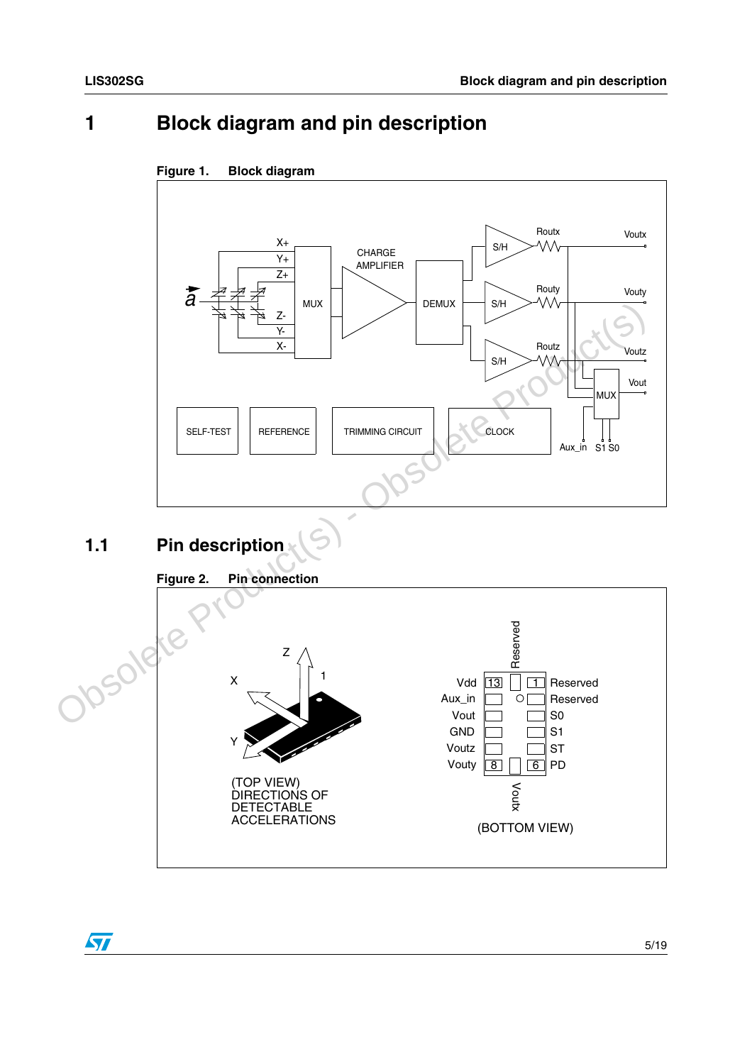# 1 Block diagram and pin description

**Figure 1. Block diagram**

## 1.1 Pin description

**Figure 2. Pin connection**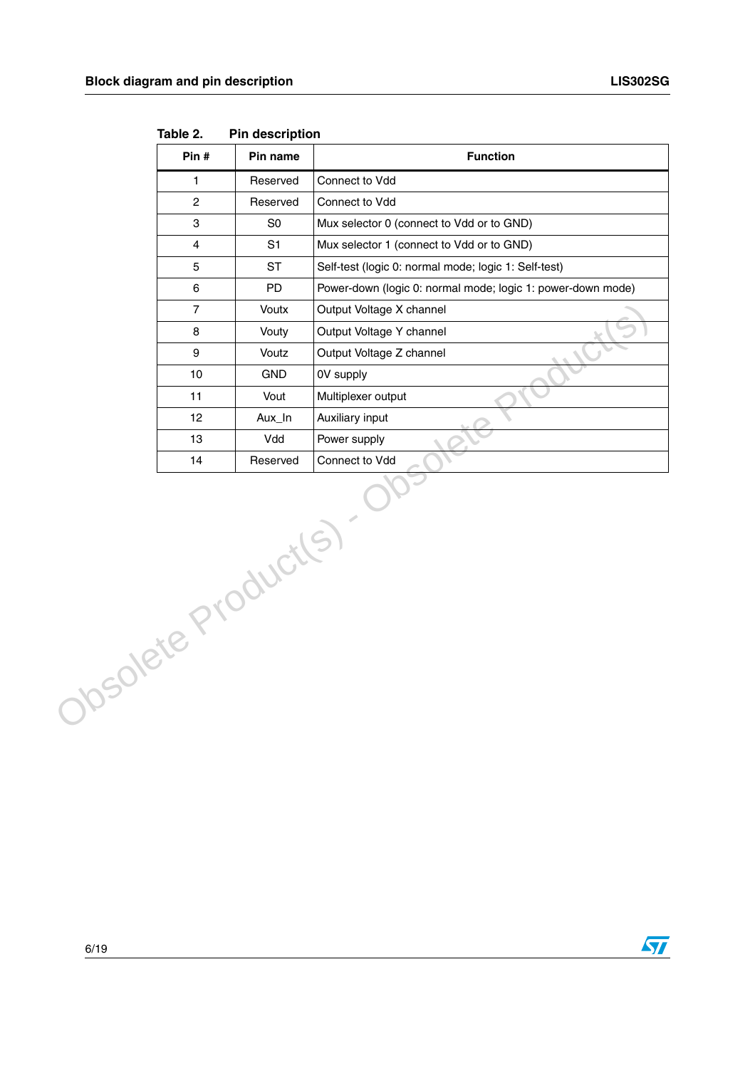Table 2. Pin description

| Pin # | Pin name | Function |
| --- | --- | --- |
| 1 | Reserved | Connect to Vdd |
| 2 | Reserved | Connect to Vdd |
| 3 | S0 | Mux selector 0 (connect to Vdd or to GND) |
| 4 | S1 | Mux selector 1 (connect to Vdd or to GND) |
| 5 | ST | Self-test (logic 0: normal mode; logic 1: Self-test) |
| 6 | PD | Power-down (logic 0: normal mode; logic 1: power-down mode) |
| 7 | Voutx | Output Voltage X channel |
| 8 | Vouty | Output Voltage Y channel |
| 9 | Voutz | Output Voltage Z channel |
| 10 | GND | 0V supply |
| 11 | Vout | Multiplexer output |
| 12 | Aux_In | Auxiliary input |
| 13 | Vdd | Power supply |
| 14 | Reserved | Connect to Vdd |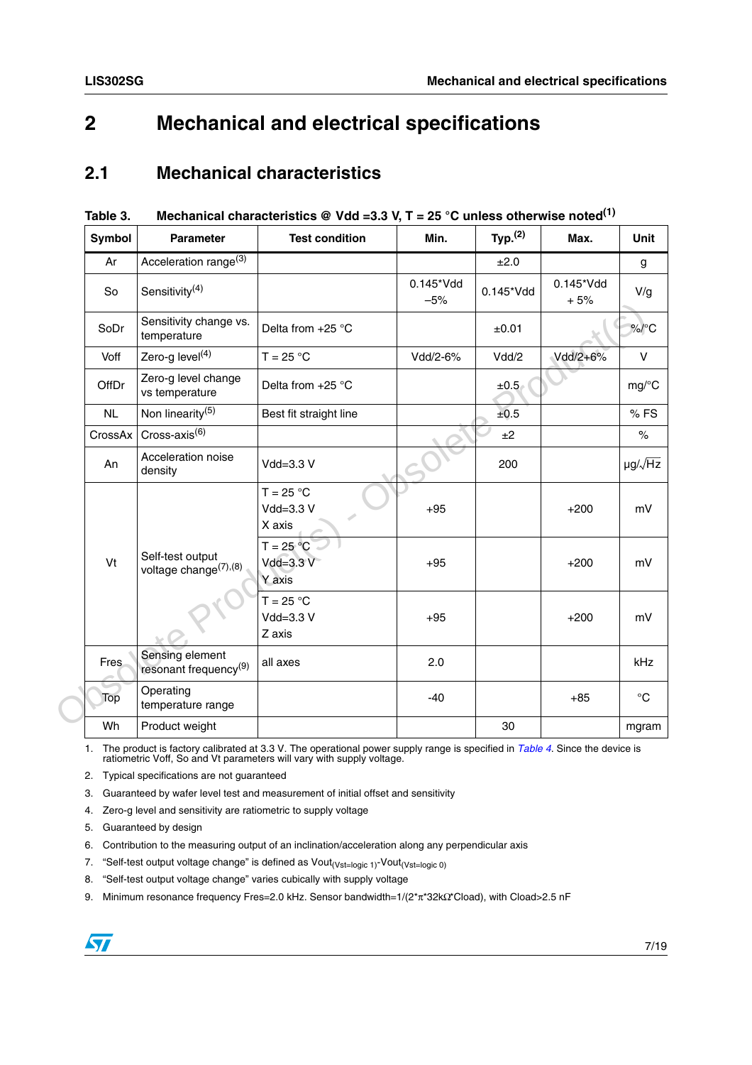# 2 Mechanical and electrical specifications

## 2.1 Mechanical characteristics

**Table 3. Mechanical characteristics @ Vdd =3.3 V, T = 25 °C unless otherwise noted[1]**

| Symbol | Parameter | Test condition | Min. | Typ.[2] | Max. | Unit |
|---|---|---|---|---|---|---|
| Ar | Acceleration range[3] | | | ±2.0 | | g |
| So | Sensitivity[4] | | 0.145*Vdd –5% | 0.145*Vdd | 0.145*Vdd + 5% | V/g |
| SoDr | Sensitivity change vs. temperature | Delta from +25 °C | | ±0.01 | | %/°C |
| Voff | Zero-g level[4] | T = 25 °C | Vdd/2-6% | Vdd/2 | Vdd/2+6% | V |
| OffDr | Zero-g level change vs temperature | Delta from +25 °C | | ±0.5 | | mg/°C |
| NL | Non linearity[5] | Best fit straight line | | ±0.5 | | % FS |
| CrossAx | Cross-axis[6] | | | ±2 | | % |
| An | Acceleration noise density | Vdd=3.3 V | | 200 | | $\mu g/\sqrt{Hz}$ |
| Vt | Self-test output voltage change[7],[8] | T = 25 °C Vdd=3.3 V X axis | +95 | | +200 | mV |
| | | T = 25 °C Vdd=3.3 V Y axis | +95 | | +200 | mV |
| | | T = 25 °C Vdd=3.3 V Z axis | +95 | | +200 | mV |
| Fres | Sensing element resonant frequency[9] | all axes | 2.0 | | | kHz |
| Top | Operating temperature range | | -40 | | +85 | °C |
| Wh | Product weight | | | 30 | | mgram |

1. The product is factory calibrated at 3.3 V. The operational power supply range is specified in *Table 4*. Since the device is ratiometric Voff, So and Vt parameters will vary with supply voltage.
2. Typical specifications are not guaranteed
3. Guaranteed by wafer level test and measurement of initial offset and sensitivity
4. Zero-g level and sensitivity are ratiometric to supply voltage
5. Guaranteed by design
6. Contribution to the measuring output of an inclination/acceleration along any perpendicular axis
7. "Self-test output voltage change" is defined as $Vout_{(Vst=logic\ 1)}$-$Vout_{(Vst=logic\ 0)}$
8. "Self-test output voltage change" varies cubically with supply voltage
9. Minimum resonance frequency Fres=2.0 kHz. Sensor bandwidth=1/(2*π*32kΩ*Cload), with Cload>2.5 nF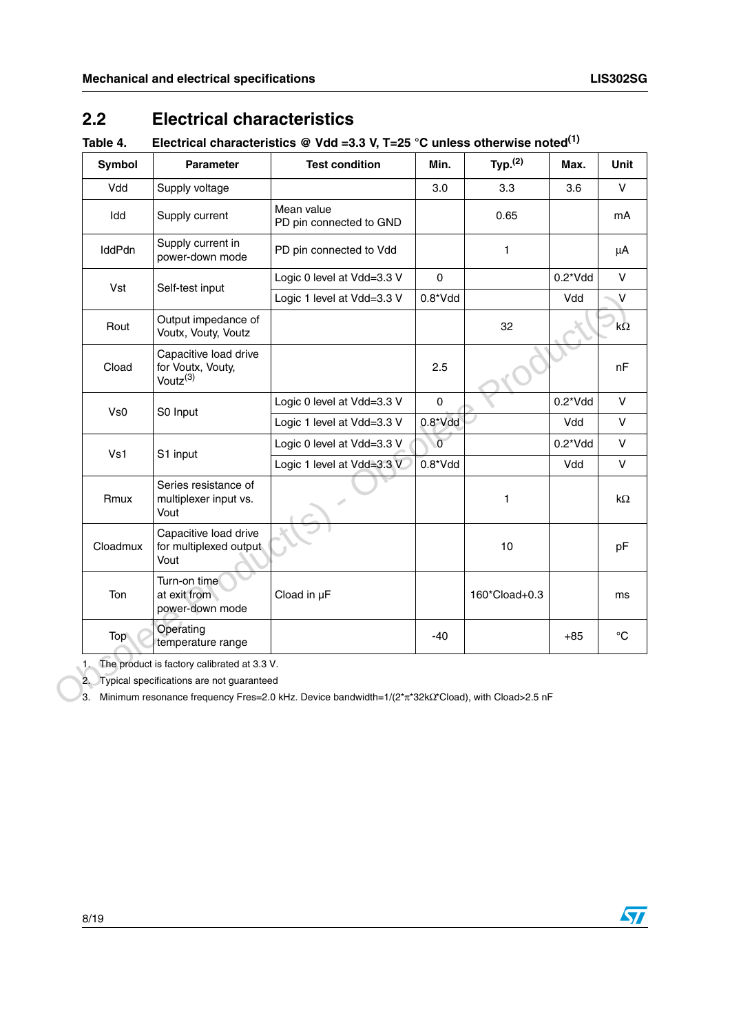## 2.2 Electrical characteristics

**Table 4. Electrical characteristics @ Vdd =3.3 V, T=25 °C unless otherwise noted[1]**

| Symbol | Parameter | Test condition | Min. | Typ.[2] | Max. | Unit |
|---|---|---|---|---|---|---|
| Vdd | Supply voltage | | 3.0 | 3.3 | 3.6 | V |
| Idd | Supply current | Mean value<br>PD pin connected to GND | | 0.65 | | mA |
| IddPdn | Supply current in power-down mode | PD pin connected to Vdd | | 1 | | µA |
| Vst | Self-test input | Logic 0 level at Vdd=3.3 V | 0 | | 0.2*Vdd | V |
| | | Logic 1 level at Vdd=3.3 V | 0.8*Vdd | | Vdd | V |
| Rout | Output impedance of Voutx, Vouty, Voutz | | | 32 | | kΩ |
| Cload | Capacitive load drive for Voutx, Vouty, Voutz[3] | | 2.5 | | | nF |
| Vs0 | S0 Input | Logic 0 level at Vdd=3.3 V | 0 | | 0.2*Vdd | V |
| | | Logic 1 level at Vdd=3.3 V | 0.8*Vdd | | Vdd | V |
| Vs1 | S1 input | Logic 0 level at Vdd=3.3 V | 0 | | 0.2*Vdd | V |
| | | Logic 1 level at Vdd=3.3 V | 0.8*Vdd | | Vdd | V |
| Rmux | Series resistance of multiplexer input vs. Vout | | | 1 | | kΩ |
| Cloadmux | Capacitive load drive for multiplexed output Vout | | | 10 | | pF |
| Ton | Turn-on time at exit from power-down mode | Cload in µF | | 160*Cload+0.3 | | ms |
| Top | Operating temperature range | | -40 | | +85 | °C |

1. The product is factory calibrated at 3.3 V.
2. Typical specifications are not guaranteed
3. Minimum resonance frequency Fres=2.0 kHz. Device bandwidth=1/(2*π*32kΩ*Cload), with Cload>2.5 nF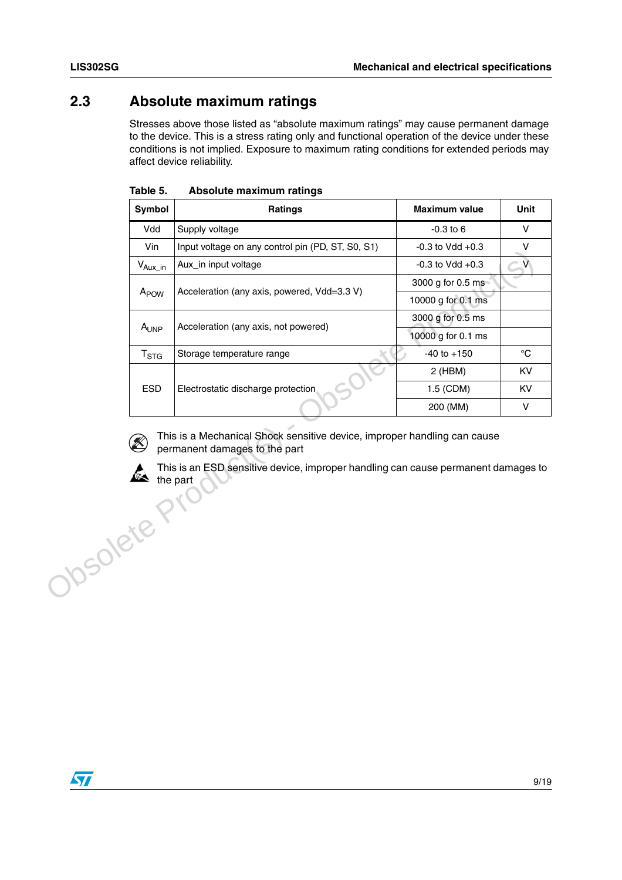## 2.3 Absolute maximum ratings

Stresses above those listed as “absolute maximum ratings” may cause permanent damage to the device. This is a stress rating only and functional operation of the device under these conditions is not implied. Exposure to maximum rating conditions for extended periods may affect device reliability.

**Table 5. Absolute maximum ratings**

| Symbol | Ratings | Maximum value | Unit |
|---|---|---|---|
| Vdd | Supply voltage | -0.3 to 6 | V |
| Vin | Input voltage on any control pin (PD, ST, S0, S1) | -0.3 to Vdd +0.3 | V |
| $V_{Aux\_in}$ | Aux_in input voltage | -0.3 to Vdd +0.3 | V |
| $A_{POW}$ | Acceleration (any axis, powered, Vdd=3.3 V) | 3000 g for 0.5 ms | |
| | | 10000 g for 0.1 ms | |
| $A_{UNP}$ | Acceleration (any axis, not powered) | 3000 g for 0.5 ms | |
| | | 10000 g for 0.1 ms | |
| $T_{STG}$ | Storage temperature range | -40 to +150 | °C |
| ESD | Electrostatic discharge protection | 2 (HBM) | KV |
| | | 1.5 (CDM) | KV |
| | | 200 (MM) | V |

This is a Mechanical Shock sensitive device, improper handling can cause permanent damages to the part

This is an ESD sensitive device, improper handling can cause permanent damages to the part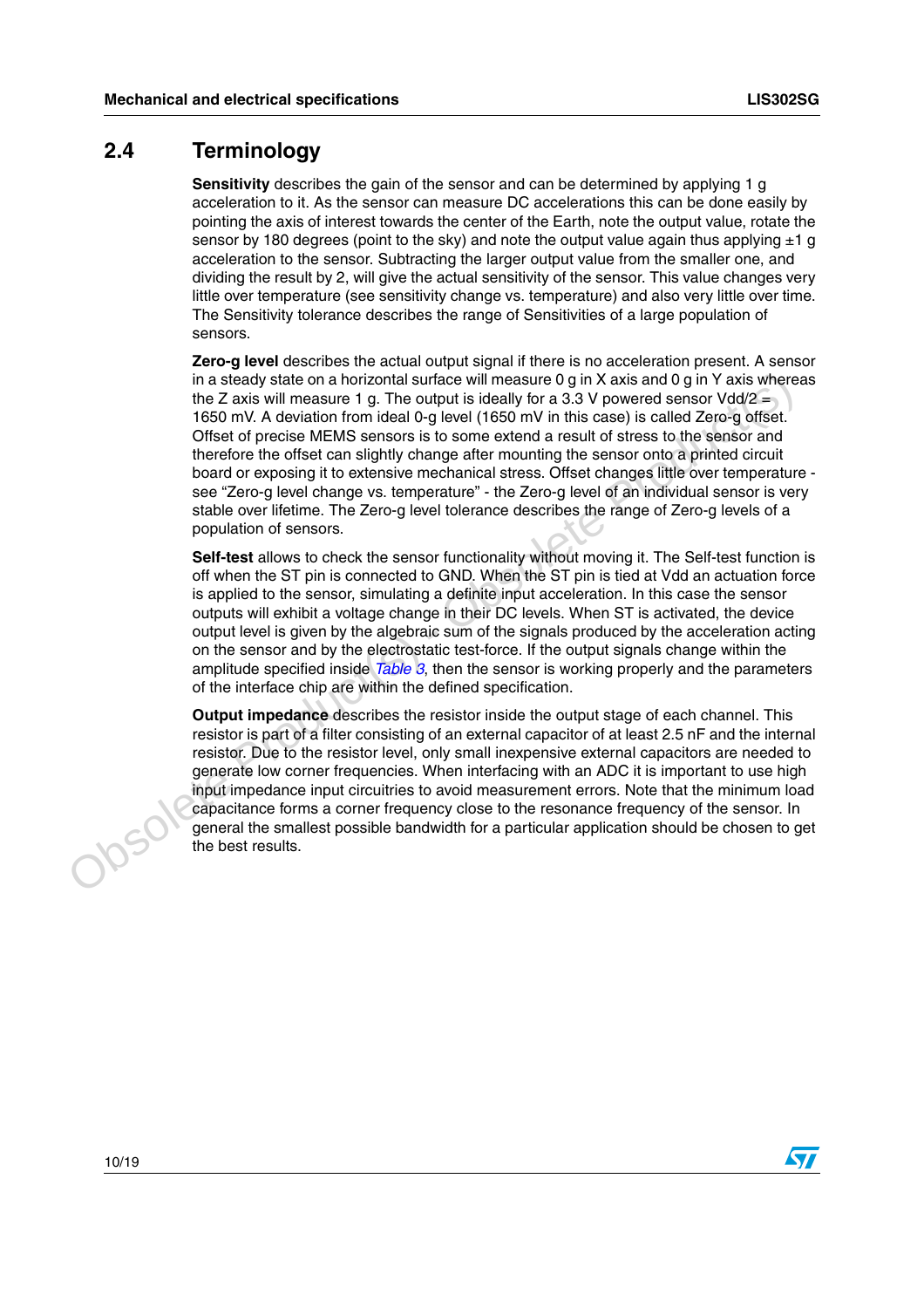## 2.4 Terminology

**Sensitivity** describes the gain of the sensor and can be determined by applying 1 g acceleration to it. As the sensor can measure DC accelerations this can be done easily by pointing the axis of interest towards the center of the Earth, note the output value, rotate the sensor by 180 degrees (point to the sky) and note the output value again thus applying ±1 g acceleration to the sensor. Subtracting the larger output value from the smaller one, and dividing the result by 2, will give the actual sensitivity of the sensor. This value changes very little over temperature (see sensitivity change vs. temperature) and also very little over time. The Sensitivity tolerance describes the range of Sensitivities of a large population of sensors.

**Zero-g level** describes the actual output signal if there is no acceleration present. A sensor in a steady state on a horizontal surface will measure 0 g in X axis and 0 g in Y axis whereas the Z axis will measure 1 g. The output is ideally for a 3.3 V powered sensor Vdd/2 = 1650 mV. A deviation from ideal 0-g level (1650 mV in this case) is called Zero-g offset. Offset of precise MEMS sensors is to some extend a result of stress to the sensor and therefore the offset can slightly change after mounting the sensor onto a printed circuit board or exposing it to extensive mechanical stress. Offset changes little over temperature - see "Zero-g level change vs. temperature" - the Zero-g level of an individual sensor is very stable over lifetime. The Zero-g level tolerance describes the range of Zero-g levels of a population of sensors.

**Self-test** allows to check the sensor functionality without moving it. The Self-test function is off when the ST pin is connected to GND. When the ST pin is tied at Vdd an actuation force is applied to the sensor, simulating a definite input acceleration. In this case the sensor outputs will exhibit a voltage change in their DC levels. When ST is activated, the device output level is given by the algebraic sum of the signals produced by the acceleration acting on the sensor and by the electrostatic test-force. If the output signals change within the amplitude specified inside *Table 3*, then the sensor is working properly and the parameters of the interface chip are within the defined specification.

**Output impedance** describes the resistor inside the output stage of each channel. This resistor is part of a filter consisting of an external capacitor of at least 2.5 nF and the internal resistor. Due to the resistor level, only small inexpensive external capacitors are needed to generate low corner frequencies. When interfacing with an ADC it is important to use high input impedance input circuitries to avoid measurement errors. Note that the minimum load capacitance forms a corner frequency close to the resonance frequency of the sensor. In general the smallest possible bandwidth for a particular application should be chosen to get the best results.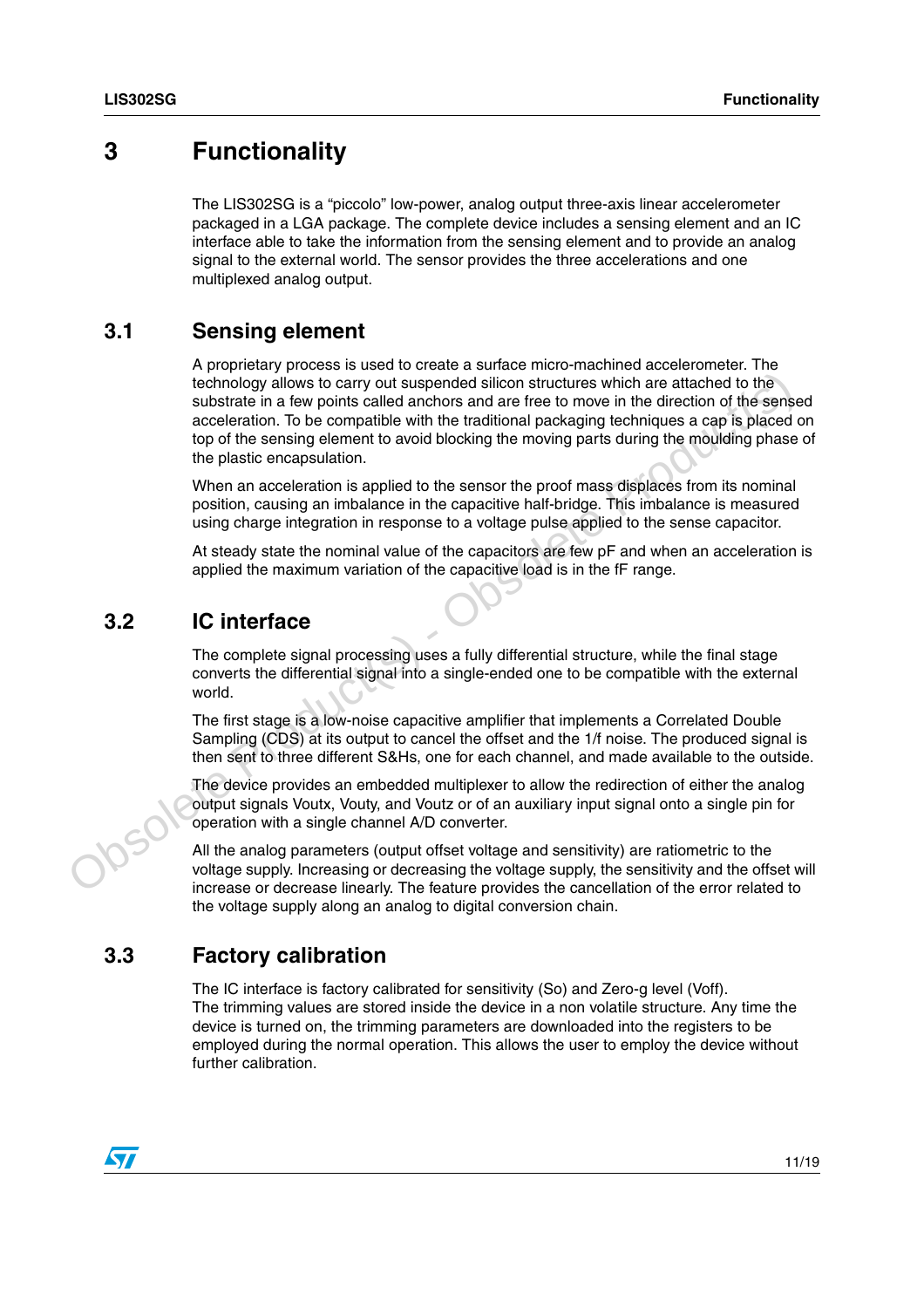# 3 Functionality

The LIS302SG is a “piccolo” low-power, analog output three-axis linear accelerometer packaged in a LGA package. The complete device includes a sensing element and an IC interface able to take the information from the sensing element and to provide an analog signal to the external world. The sensor provides the three accelerations and one multiplexed analog output.

## 3.1 Sensing element

A proprietary process is used to create a surface micro-machined accelerometer. The technology allows to carry out suspended silicon structures which are attached to the substrate in a few points called anchors and are free to move in the direction of the sensed acceleration. To be compatible with the traditional packaging techniques a cap is placed on top of the sensing element to avoid blocking the moving parts during the moulding phase of the plastic encapsulation.

When an acceleration is applied to the sensor the proof mass displaces from its nominal position, causing an imbalance in the capacitive half-bridge. This imbalance is measured using charge integration in response to a voltage pulse applied to the sense capacitor.

At steady state the nominal value of the capacitors are few pF and when an acceleration is applied the maximum variation of the capacitive load is in the fF range.

## 3.2 IC interface

The complete signal processing uses a fully differential structure, while the final stage converts the differential signal into a single-ended one to be compatible with the external world.

The first stage is a low-noise capacitive amplifier that implements a Correlated Double Sampling (CDS) at its output to cancel the offset and the 1/f noise. The produced signal is then sent to three different S&Hs, one for each channel, and made available to the outside.

The device provides an embedded multiplexer to allow the redirection of either the analog output signals Voutx, Vouty, and Voutz or of an auxiliary input signal onto a single pin for operation with a single channel A/D converter.

All the analog parameters (output offset voltage and sensitivity) are ratiometric to the voltage supply. Increasing or decreasing the voltage supply, the sensitivity and the offset will increase or decrease linearly. The feature provides the cancellation of the error related to the voltage supply along an analog to digital conversion chain.

## 3.3 Factory calibration

The IC interface is factory calibrated for sensitivity (So) and Zero-g level (Voff). The trimming values are stored inside the device in a non volatile structure. Any time the device is turned on, the trimming parameters are downloaded into the registers to be employed during the normal operation. This allows the user to employ the device without further calibration.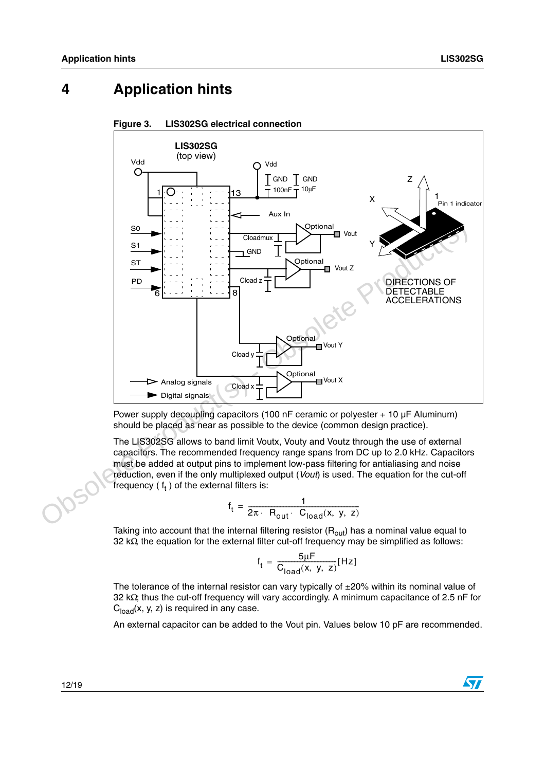# 4 Application hints

**Figure 3. LIS302SG electrical connection**

Power supply decoupling capacitors (100 nF ceramic or polyester + 10 µF Aluminum) should be placed as near as possible to the device (common design practice).

The LIS302SG allows to band limit Voutx, Vouty and Voutz through the use of external capacitors. The recommended frequency range spans from DC up to 2.0 kHz. Capacitors must be added at output pins to implement low-pass filtering for antialiasing and noise reduction, even if the only multiplexed output (*Vout*) is used. The equation for the cut-off frequency ( $f_t$ ) of the external filters is:

$$f_t = \frac{1}{2\pi \cdot R_{out} \cdot C_{load}(x,\ y,\ z)}$$

Taking into account that the internal filtering resistor ($R_{out}$) has a nominal value equal to 32 kΩ, the equation for the external filter cut-off frequency may be simplified as follows:

$$f_t = \frac{5\mu F}{C_{load}(x,\ y,\ z)}[Hz]$$

The tolerance of the internal resistor can vary typically of ±20% within its nominal value of 32 kΩ; thus the cut-off frequency will vary accordingly. A minimum capacitance of 2.5 nF for $C_{load}$(x, y, z) is required in any case.

An external capacitor can be added to the Vout pin. Values below 10 pF are recommended.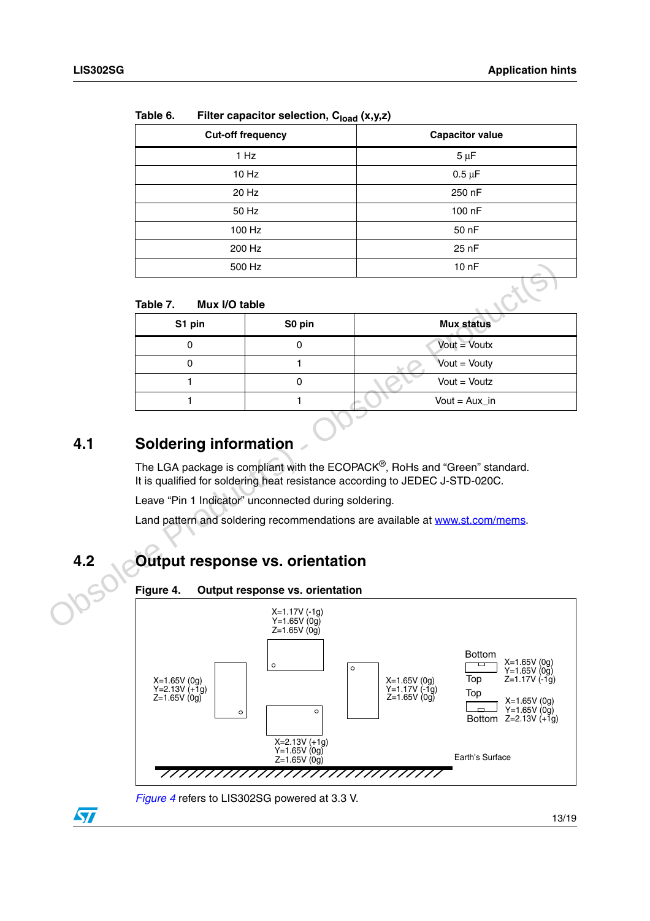Table 6. Filter capacitor selection, $C_{load}$ (x,y,z)

| Cut-off frequency | Capacitor value |
|---|---|
| 1 Hz | 5 µF |
| 10 Hz | 0.5 µF |
| 20 Hz | 250 nF |
| 50 Hz | 100 nF |
| 100 Hz | 50 nF |
| 200 Hz | 25 nF |
| 500 Hz | 10 nF |

Table 7. Mux I/O table

| S1 pin | S0 pin | Mux status |
|---|---|---|
| 0 | 0 | Vout = Voutx |
| 0 | 1 | Vout = Vouty |
| 1 | 0 | Vout = Voutz |
| 1 | 1 | Vout = Aux_in |

## 4.1 Soldering information

The LGA package is compliant with the ECOPACK®, RoHs and "Green" standard. It is qualified for soldering heat resistance according to JEDEC J-STD-020C.

Leave "Pin 1 Indicator" unconnected during soldering.

Land pattern and soldering recommendations are available at www.st.com/mems.

## 4.2 Output response vs. orientation

Figure 4. Output response vs. orientation

X=1.17V (-1g)
Y=1.65V (0g)
Z=1.65V (0g)

X=1.65V (0g)
Y=2.13V (+1g)
Z=1.65V (0g)

X=1.65V (0g)
Y=1.17V (-1g)
Z=1.65V (0g)

X=2.13V (+1g)
Y=1.65V (0g)
Z=1.65V (0g)

Bottom / Top:
X=1.65V (0g)
Y=1.65V (0g)
Z=1.17V (-1g)

Top / Bottom:
X=1.65V (0g)
Y=1.65V (0g)
Z=2.13V (+1g)

Earth's Surface

*Figure 4* refers to LIS302SG powered at 3.3 V.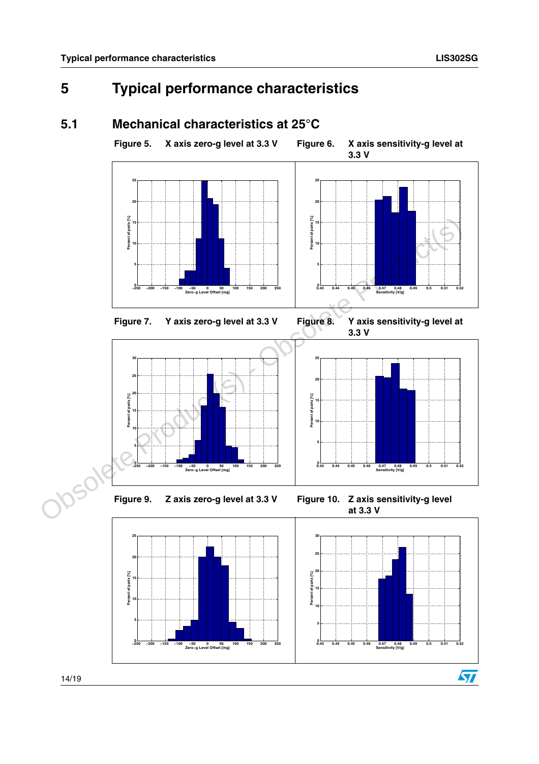# 5 Typical performance characteristics

## 5.1 Mechanical characteristics at 25°C

Figure 5. X axis zero-g level at 3.3 V

Figure 6. X axis sensitivity-g level at 3.3 V

Figure 7. Y axis zero-g level at 3.3 V

Figure 8. Y axis sensitivity-g level at 3.3 V

Figure 9. Z axis zero-g level at 3.3 V

Figure 10. Z axis sensitivity-g level at 3.3 V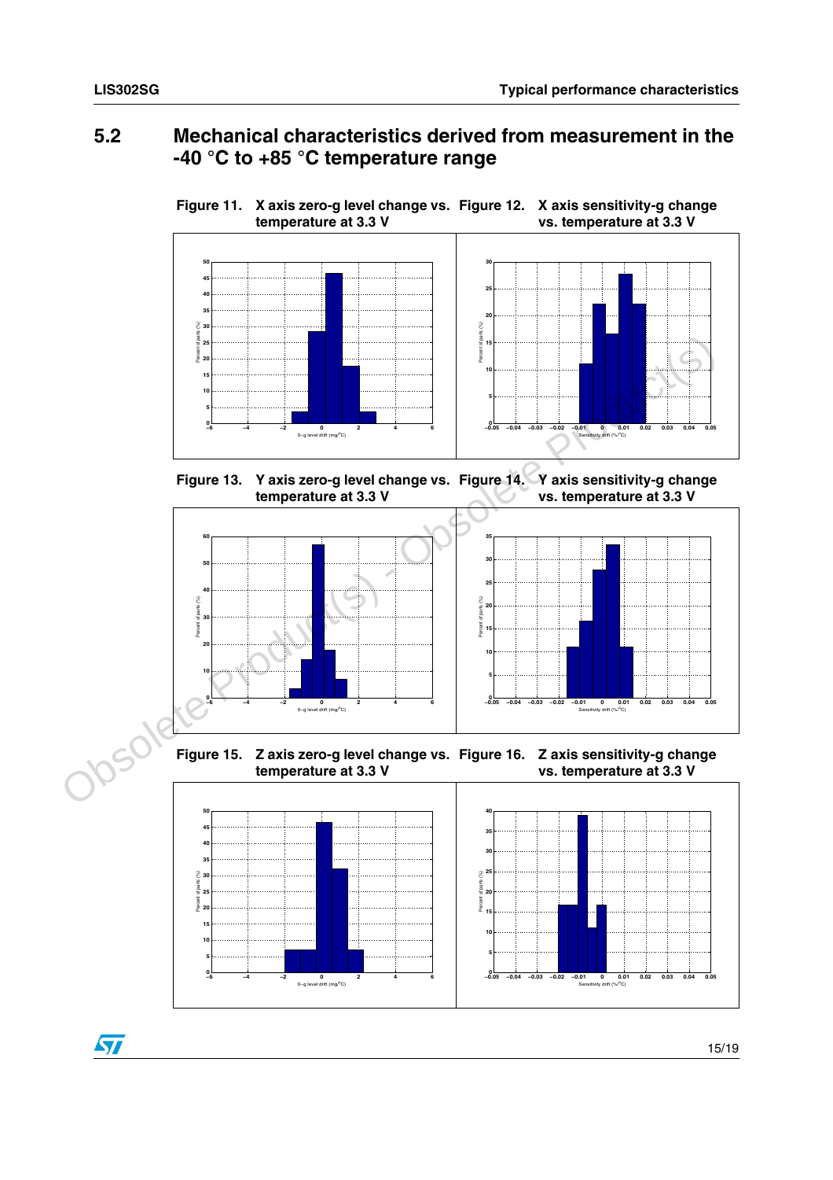## 5.2 Mechanical characteristics derived from measurement in the -40 °C to +85 °C temperature range

Figure 11. X axis zero-g level change vs. temperature at 3.3 V

Figure 12. X axis sensitivity-g change vs. temperature at 3.3 V

Figure 13. Y axis zero-g level change vs. temperature at 3.3 V

Figure 14. Y axis sensitivity-g change vs. temperature at 3.3 V

Figure 15. Z axis zero-g level change vs. temperature at 3.3 V

Figure 16. Z axis sensitivity-g change vs. temperature at 3.3 V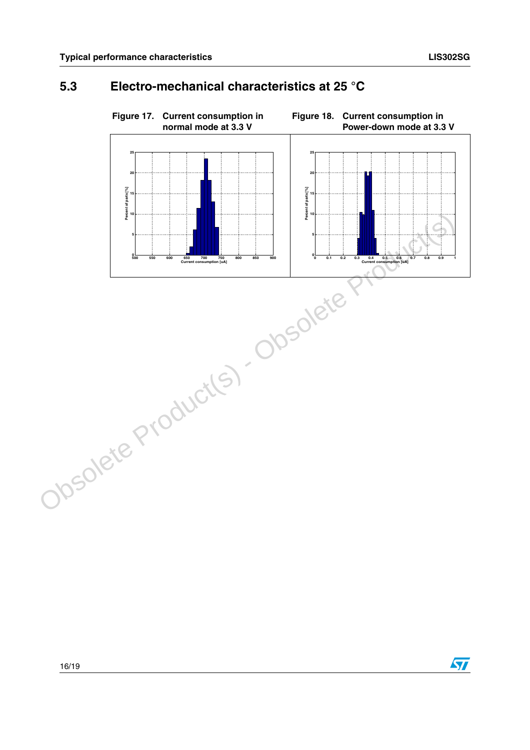## 5.3 Electro-mechanical characteristics at 25 °C

**Figure 17. Current consumption in normal mode at 3.3 V**

**Figure 18. Current consumption in Power-down mode at 3.3 V**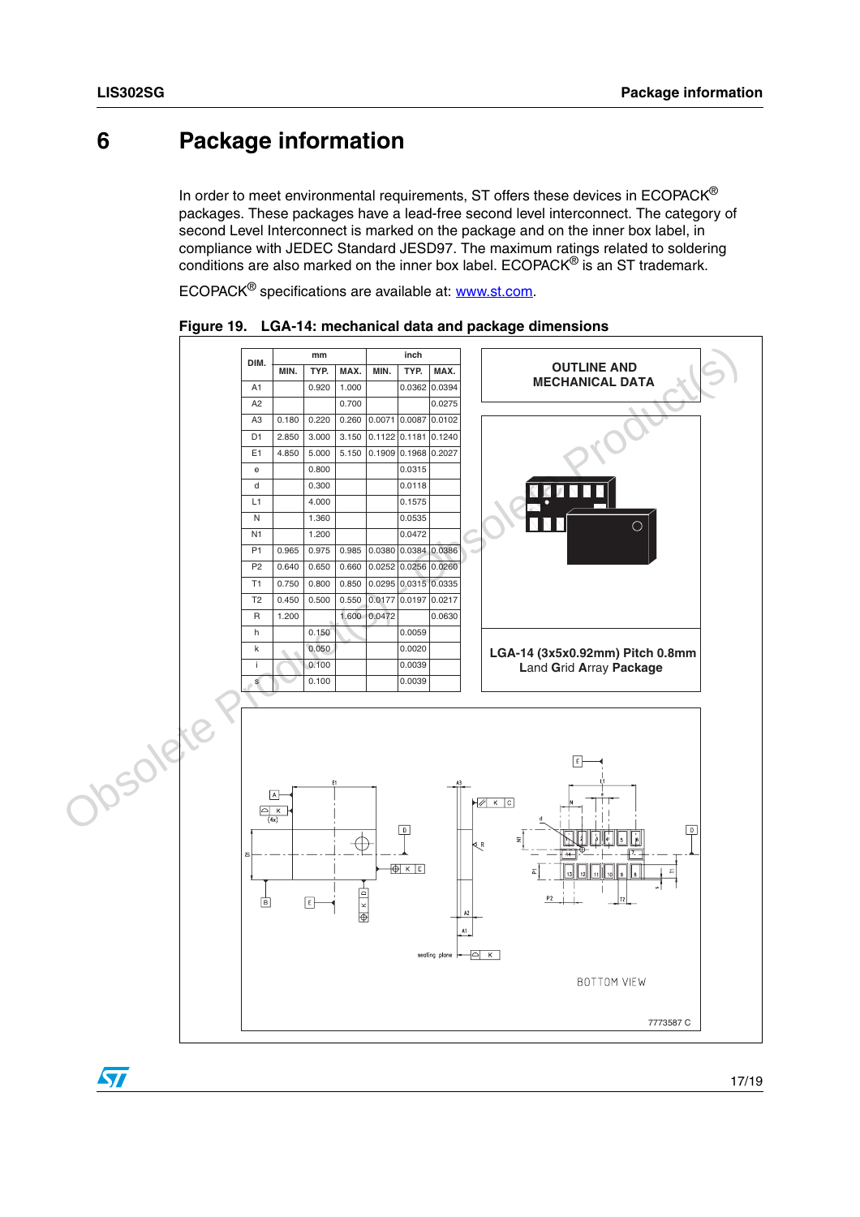# 6 Package information

In order to meet environmental requirements, ST offers these devices in ECOPACK® packages. These packages have a lead-free second level interconnect. The category of second Level Interconnect is marked on the package and on the inner box label, in compliance with JEDEC Standard JESD97. The maximum ratings related to soldering conditions are also marked on the inner box label. ECOPACK® is an ST trademark.

ECOPACK® specifications are available at: www.st.com.

**Figure 19. LGA-14: mechanical data and package dimensions**

| DIM. | mm | | | inch | | |
|---|---|---|---|---|---|---|
| | MIN. | TYP. | MAX. | MIN. | TYP. | MAX. |
| A1 | | 0.920 | 1.000 | | 0.0362 | 0.0394 |
| A2 | | | 0.700 | | | 0.0275 |
| A3 | 0.180 | 0.220 | 0.260 | 0.0071 | 0.0087 | 0.0102 |
| D1 | 2.850 | 3.000 | 3.150 | 0.1122 | 0.1181 | 0.1240 |
| E1 | 4.850 | 5.000 | 5.150 | 0.1909 | 0.1968 | 0.2027 |
| e | | 0.800 | | | 0.0315 | |
| d | | 0.300 | | | 0.0118 | |
| L1 | | 4.000 | | | 0.1575 | |
| N | | 1.360 | | | 0.0535 | |
| N1 | | 1.200 | | | 0.0472 | |
| P1 | 0.965 | 0.975 | 0.985 | 0.0380 | 0.0384 | 0.0386 |
| P2 | 0.640 | 0.650 | 0.660 | 0.0252 | 0.0256 | 0.0260 |
| T1 | 0.750 | 0.800 | 0.850 | 0.0295 | 0.0315 | 0.0335 |
| T2 | 0.450 | 0.500 | 0.550 | 0.0177 | 0.0197 | 0.0217 |
| R | 1.200 | | 1.600 | 0.0472 | | 0.0630 |
| h | | 0.150 | | | 0.0059 | |
| k | | 0.050 | | | 0.0020 | |
| i | | 0.100 | | | 0.0039 | |
| s | | 0.100 | | | 0.0039 | |

**OUTLINE AND MECHANICAL DATA**

**LGA-14 (3x5x0.92mm) Pitch 0.8mm Land Grid Array Package**

BOTTOM VIEW

7773587 C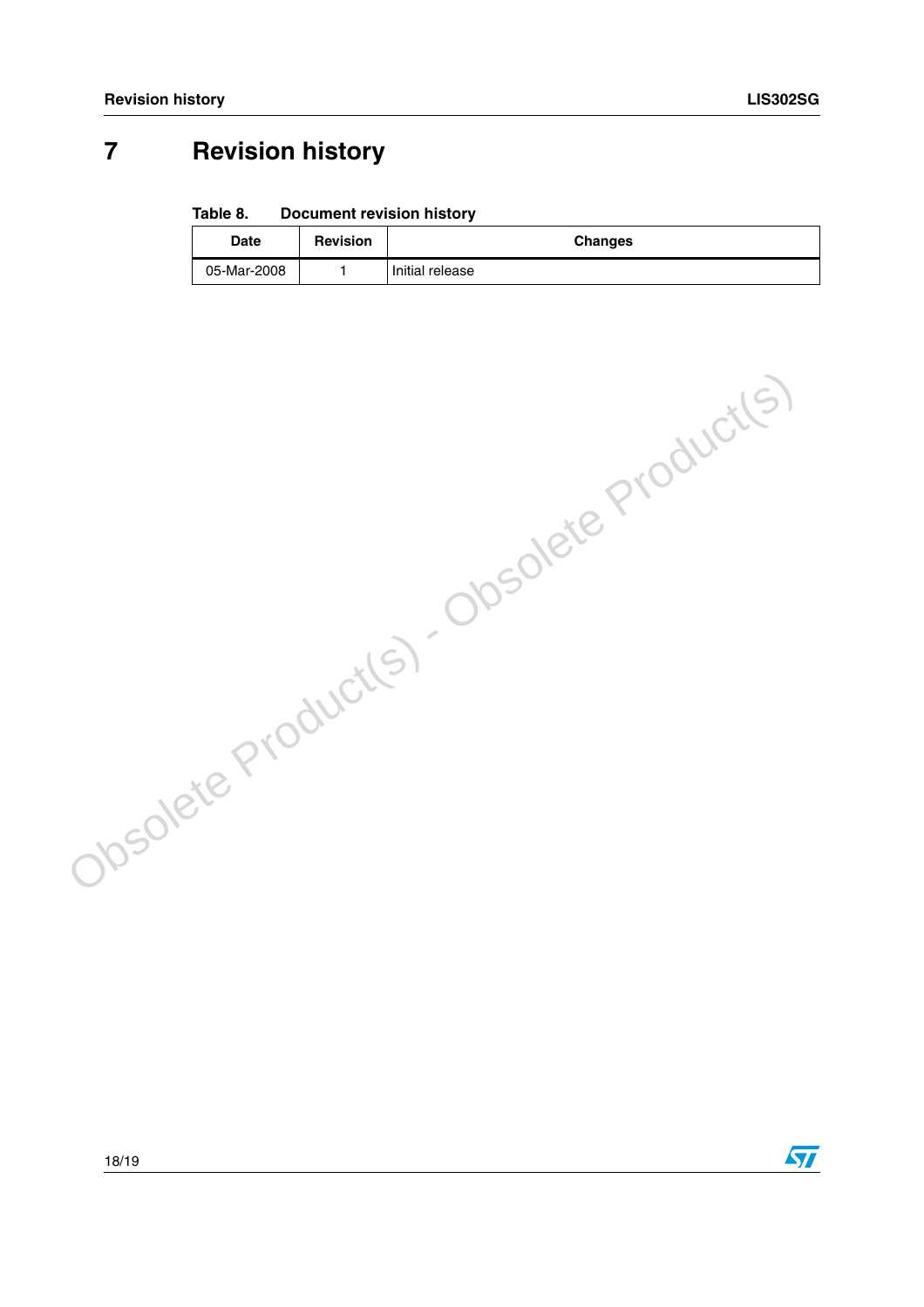# 7 Revision history

**Table 8. Document revision history**

| Date | Revision | Changes |
|---|---|---|
| 05-Mar-2008 | 1 | Initial release |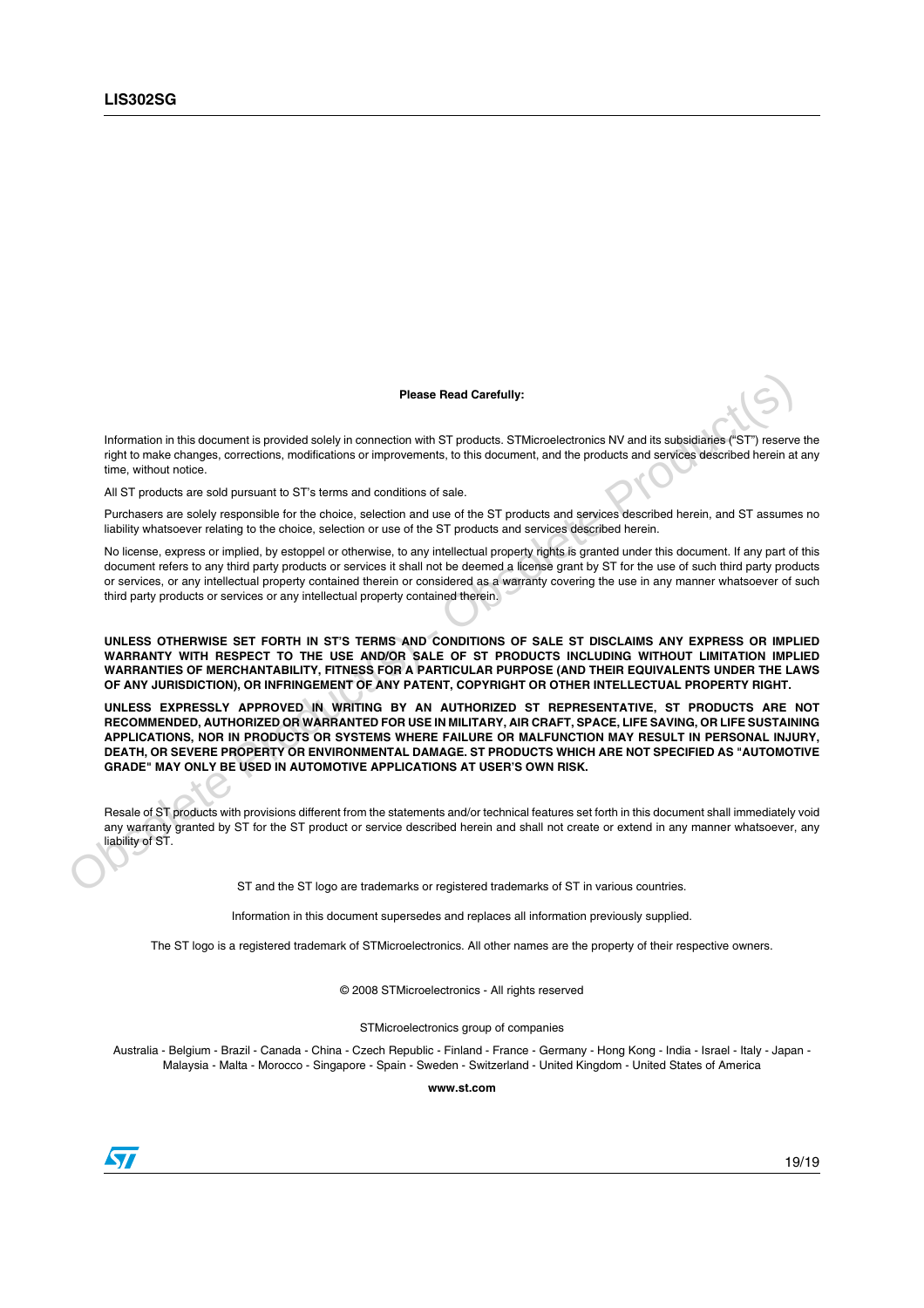**Please Read Carefully:**

Information in this document is provided solely in connection with ST products. STMicroelectronics NV and its subsidiaries ("ST") reserve the right to make changes, corrections, modifications or improvements, to this document, and the products and services described herein at any time, without notice.

All ST products are sold pursuant to ST's terms and conditions of sale.

Purchasers are solely responsible for the choice, selection and use of the ST products and services described herein, and ST assumes no liability whatsoever relating to the choice, selection or use of the ST products and services described herein.

No license, express or implied, by estoppel or otherwise, to any intellectual property rights is granted under this document. If any part of this document refers to any third party products or services it shall not be deemed a license grant by ST for the use of such third party products or services, or any intellectual property contained therein or considered as a warranty covering the use in any manner whatsoever of such third party products or services or any intellectual property contained therein.

**UNLESS OTHERWISE SET FORTH IN ST'S TERMS AND CONDITIONS OF SALE ST DISCLAIMS ANY EXPRESS OR IMPLIED WARRANTY WITH RESPECT TO THE USE AND/OR SALE OF ST PRODUCTS INCLUDING WITHOUT LIMITATION IMPLIED WARRANTIES OF MERCHANTABILITY, FITNESS FOR A PARTICULAR PURPOSE (AND THEIR EQUIVALENTS UNDER THE LAWS OF ANY JURISDICTION), OR INFRINGEMENT OF ANY PATENT, COPYRIGHT OR OTHER INTELLECTUAL PROPERTY RIGHT.**

**UNLESS EXPRESSLY APPROVED IN WRITING BY AN AUTHORIZED ST REPRESENTATIVE, ST PRODUCTS ARE NOT RECOMMENDED, AUTHORIZED OR WARRANTED FOR USE IN MILITARY, AIR CRAFT, SPACE, LIFE SAVING, OR LIFE SUSTAINING APPLICATIONS, NOR IN PRODUCTS OR SYSTEMS WHERE FAILURE OR MALFUNCTION MAY RESULT IN PERSONAL INJURY, DEATH, OR SEVERE PROPERTY OR ENVIRONMENTAL DAMAGE. ST PRODUCTS WHICH ARE NOT SPECIFIED AS "AUTOMOTIVE GRADE" MAY ONLY BE USED IN AUTOMOTIVE APPLICATIONS AT USER'S OWN RISK.**

Resale of ST products with provisions different from the statements and/or technical features set forth in this document shall immediately void any warranty granted by ST for the ST product or service described herein and shall not create or extend in any manner whatsoever, any liability of ST.

ST and the ST logo are trademarks or registered trademarks of ST in various countries.

Information in this document supersedes and replaces all information previously supplied.

The ST logo is a registered trademark of STMicroelectronics. All other names are the property of their respective owners.

© 2008 STMicroelectronics - All rights reserved

STMicroelectronics group of companies

Australia - Belgium - Brazil - Canada - China - Czech Republic - Finland - France - Germany - Hong Kong - India - Israel - Italy - Japan - Malaysia - Malta - Morocco - Singapore - Spain - Sweden - Switzerland - United Kingdom - United States of America

**www.st.com**